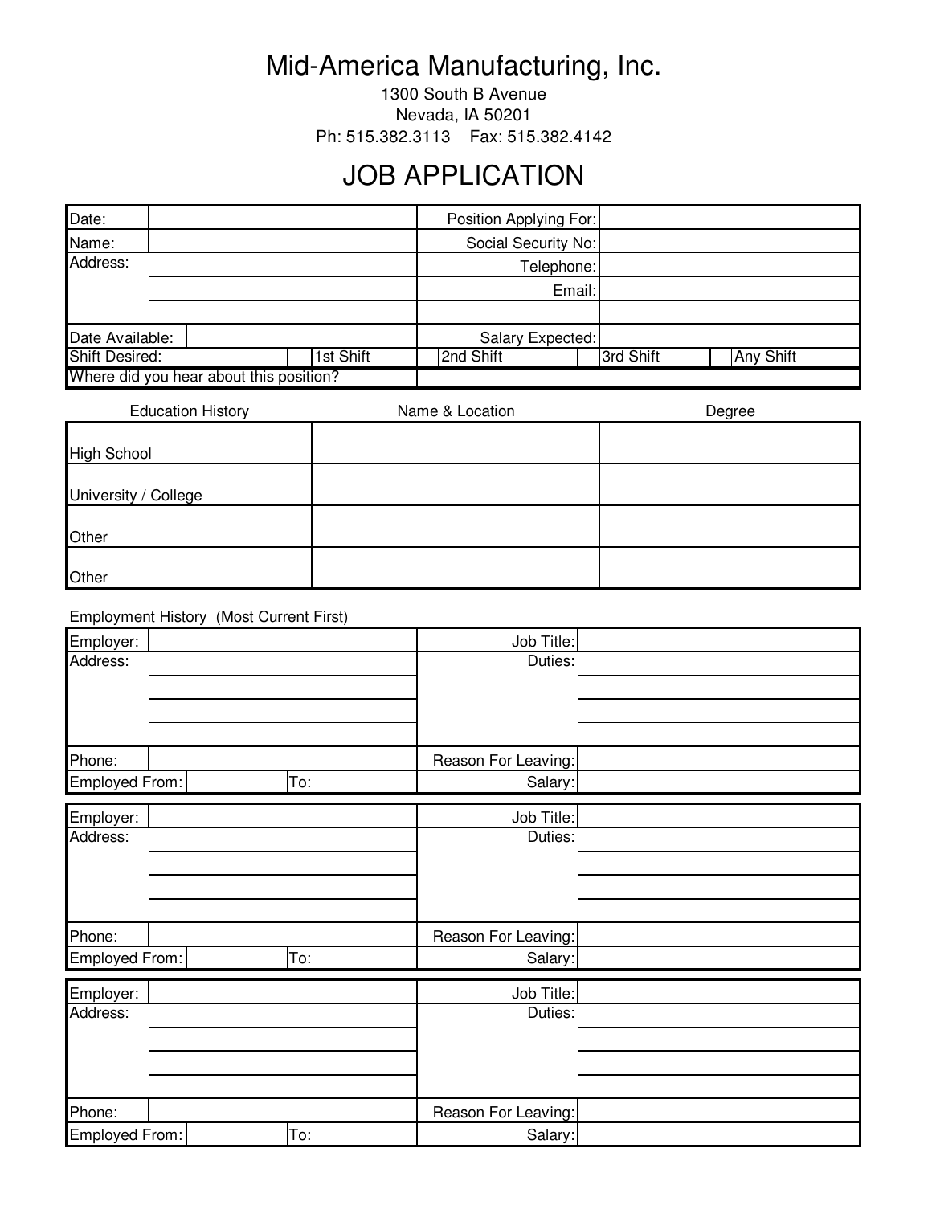# Mid-America Manufacturing, Inc.

1300 South B Avenue
Nevada, IA 50201
Ph: 515.382.3113  Fax: 515.382.4142

## JOB APPLICATION

| | | | |
|---|---|---|---|
| Date: | | Position Applying For: | |
| Name: | | Social Security No: | |
| Address: | | Telephone: | |
| | | Email: | |
| | | | |
| Date Available: | | Salary Expected: | |
| Shift Desired: | 1st Shift | 2nd Shift | 3rd Shift | Any Shift |
| Where did you hear about this position? | | | |

| Education History | Name & Location | Degree |
|---|---|---|
| High School | | |
| University / College | | |
| Other | | |
| Other | | |

Employment History (Most Current First)

| | | | |
|---|---|---|---|
| Employer: | | Job Title: | |
| Address: | | Duties: | |
| | | | |
| | | | |
| | | | |
| Phone: | | Reason For Leaving: | |
| Employed From: | To: | Salary: | |

| | | | |
|---|---|---|---|
| Employer: | | Job Title: | |
| Address: | | Duties: | |
| | | | |
| | | | |
| | | | |
| Phone: | | Reason For Leaving: | |
| Employed From: | To: | Salary: | |

| | | | |
|---|---|---|---|
| Employer: | | Job Title: | |
| Address: | | Duties: | |
| | | | |
| | | | |
| | | | |
| Phone: | | Reason For Leaving: | |
| Employed From: | To: | Salary: | |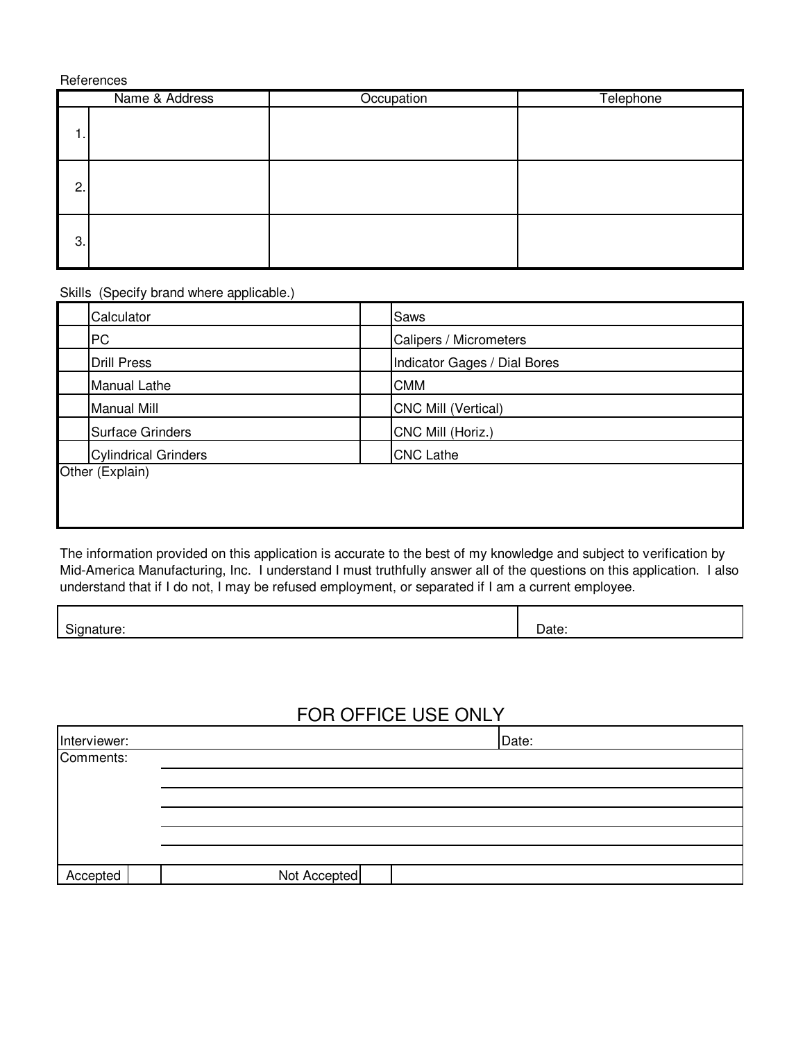References

| | Name & Address | Occupation | Telephone |
|---|---|---|---|
| 1. | | | |
| 2. | | | |
| 3. | | | |

Skills (Specify brand where applicable.)

| | | | |
|---|---|---|---|
| | Calculator | | Saws |
| | PC | | Calipers / Micrometers |
| | Drill Press | | Indicator Gages / Dial Bores |
| | Manual Lathe | | CMM |
| | Manual Mill | | CNC Mill (Vertical) |
| | Surface Grinders | | CNC Mill (Horiz.) |
| | Cylindrical Grinders | | CNC Lathe |
| Other (Explain) | | | |

The information provided on this application is accurate to the best of my knowledge and subject to verification by Mid-America Manufacturing, Inc. I understand I must truthfully answer all of the questions on this application. I also understand that if I do not, I may be refused employment, or separated if I am a current employee.

| | |
|---|---|
| Signature: | Date: |

## FOR OFFICE USE ONLY

| | | | | |
|---|---|---|---|---|
| Interviewer: | | | | Date: |
| Comments: | | | | |
| Accepted | | Not Accepted | | |